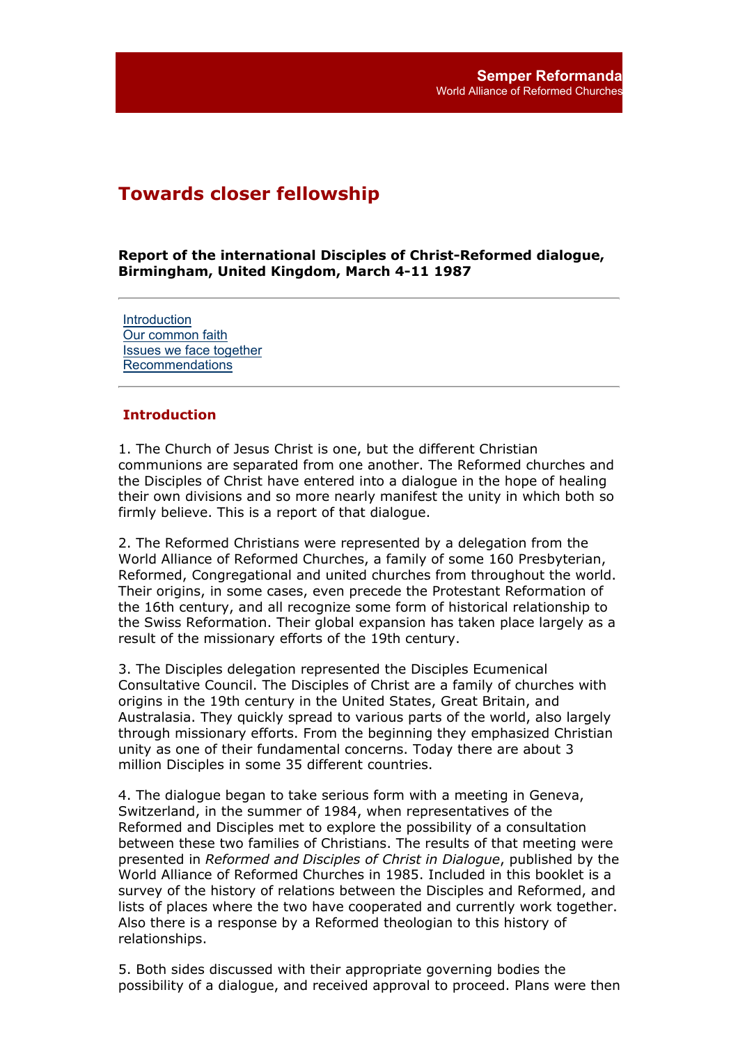# Towards closer fellowship

**Report of the international Disciples of Christ-Reformed dialogue, Birmingham, United Kingdom, March 4-11 1987**

---

- Introduction
- Our common faith
- Issues we face together
- Recommendations

---

## Introduction

1. The Church of Jesus Christ is one, but the different Christian communions are separated from one another. The Reformed churches and the Disciples of Christ have entered into a dialogue in the hope of healing their own divisions and so more nearly manifest the unity in which both so firmly believe. This is a report of that dialogue.

2. The Reformed Christians were represented by a delegation from the World Alliance of Reformed Churches, a family of some 160 Presbyterian, Reformed, Congregational and united churches from throughout the world. Their origins, in some cases, even precede the Protestant Reformation of the 16th century, and all recognize some form of historical relationship to the Swiss Reformation. Their global expansion has taken place largely as a result of the missionary efforts of the 19th century.

3. The Disciples delegation represented the Disciples Ecumenical Consultative Council. The Disciples of Christ are a family of churches with origins in the 19th century in the United States, Great Britain, and Australasia. They quickly spread to various parts of the world, also largely through missionary efforts. From the beginning they emphasized Christian unity as one of their fundamental concerns. Today there are about 3 million Disciples in some 35 different countries.

4. The dialogue began to take serious form with a meeting in Geneva, Switzerland, in the summer of 1984, when representatives of the Reformed and Disciples met to explore the possibility of a consultation between these two families of Christians. The results of that meeting were presented in *Reformed and Disciples of Christ in Dialogue*, published by the World Alliance of Reformed Churches in 1985. Included in this booklet is a survey of the history of relations between the Disciples and Reformed, and lists of places where the two have cooperated and currently work together. Also there is a response by a Reformed theologian to this history of relationships.

5. Both sides discussed with their appropriate governing bodies the possibility of a dialogue, and received approval to proceed. Plans were then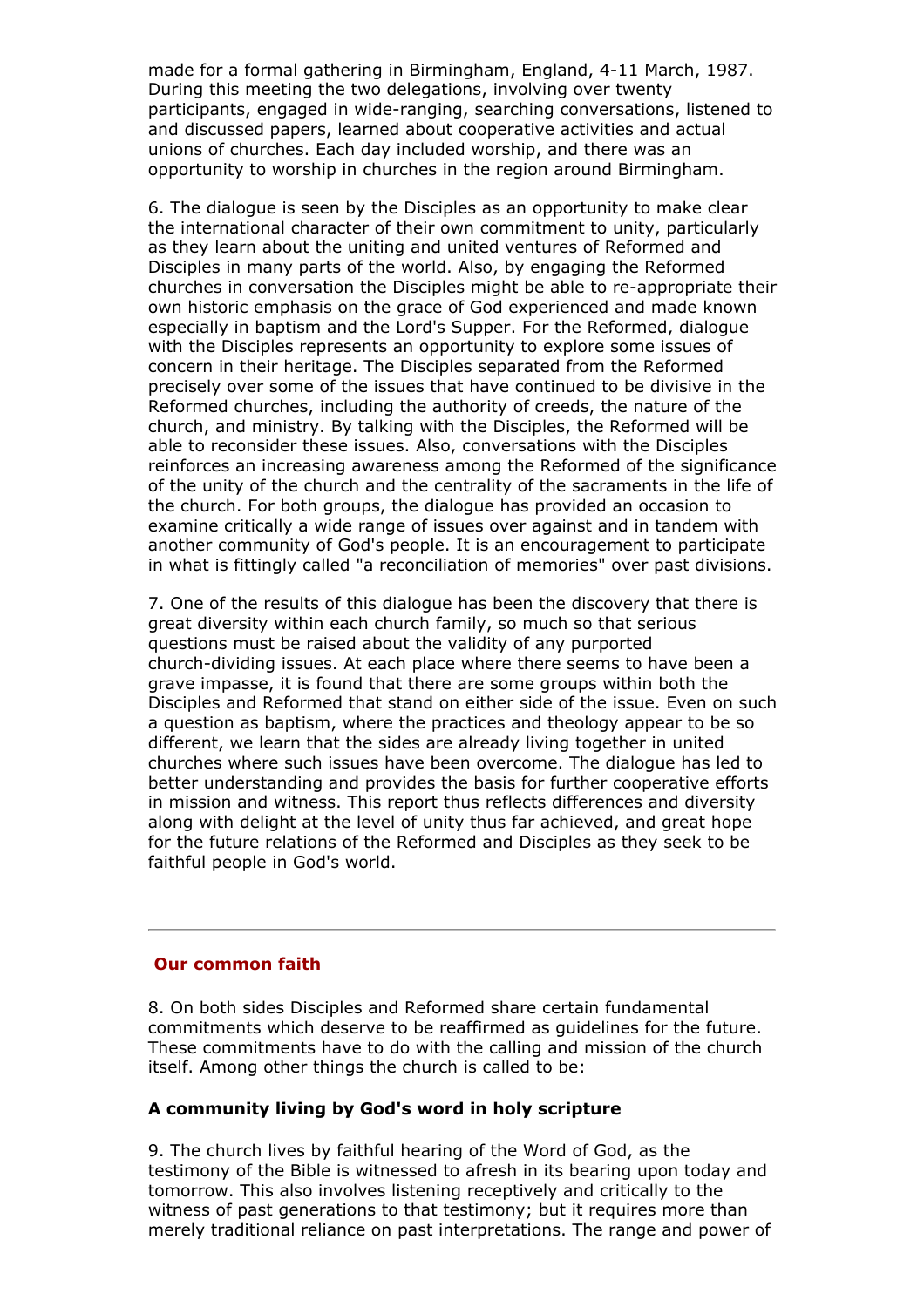made for a formal gathering in Birmingham, England, 4-11 March, 1987. During this meeting the two delegations, involving over twenty participants, engaged in wide-ranging, searching conversations, listened to and discussed papers, learned about cooperative activities and actual unions of churches. Each day included worship, and there was an opportunity to worship in churches in the region around Birmingham.

6. The dialogue is seen by the Disciples as an opportunity to make clear the international character of their own commitment to unity, particularly as they learn about the uniting and united ventures of Reformed and Disciples in many parts of the world. Also, by engaging the Reformed churches in conversation the Disciples might be able to re-appropriate their own historic emphasis on the grace of God experienced and made known especially in baptism and the Lord's Supper. For the Reformed, dialogue with the Disciples represents an opportunity to explore some issues of concern in their heritage. The Disciples separated from the Reformed precisely over some of the issues that have continued to be divisive in the Reformed churches, including the authority of creeds, the nature of the church, and ministry. By talking with the Disciples, the Reformed will be able to reconsider these issues. Also, conversations with the Disciples reinforces an increasing awareness among the Reformed of the significance of the unity of the church and the centrality of the sacraments in the life of the church. For both groups, the dialogue has provided an occasion to examine critically a wide range of issues over against and in tandem with another community of God's people. It is an encouragement to participate in what is fittingly called "a reconciliation of memories" over past divisions.

7. One of the results of this dialogue has been the discovery that there is great diversity within each church family, so much so that serious questions must be raised about the validity of any purported church-dividing issues. At each place where there seems to have been a grave impasse, it is found that there are some groups within both the Disciples and Reformed that stand on either side of the issue. Even on such a question as baptism, where the practices and theology appear to be so different, we learn that the sides are already living together in united churches where such issues have been overcome. The dialogue has led to better understanding and provides the basis for further cooperative efforts in mission and witness. This report thus reflects differences and diversity along with delight at the level of unity thus far achieved, and great hope for the future relations of the Reformed and Disciples as they seek to be faithful people in God's world.

---

## Our common faith

8. On both sides Disciples and Reformed share certain fundamental commitments which deserve to be reaffirmed as guidelines for the future. These commitments have to do with the calling and mission of the church itself. Among other things the church is called to be:

### A community living by God's word in holy scripture

9. The church lives by faithful hearing of the Word of God, as the testimony of the Bible is witnessed to afresh in its bearing upon today and tomorrow. This also involves listening receptively and critically to the witness of past generations to that testimony; but it requires more than merely traditional reliance on past interpretations. The range and power of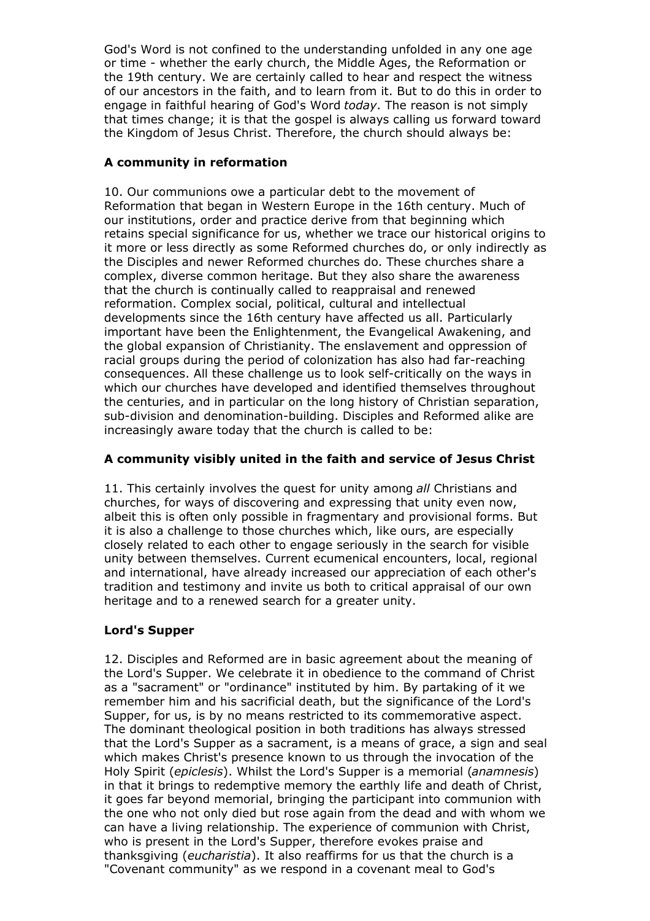God's Word is not confined to the understanding unfolded in any one age or time - whether the early church, the Middle Ages, the Reformation or the 19th century. We are certainly called to hear and respect the witness of our ancestors in the faith, and to learn from it. But to do this in order to engage in faithful hearing of God's Word *today*. The reason is not simply that times change; it is that the gospel is always calling us forward toward the Kingdom of Jesus Christ. Therefore, the church should always be:

### A community in reformation

10. Our communions owe a particular debt to the movement of Reformation that began in Western Europe in the 16th century. Much of our institutions, order and practice derive from that beginning which retains special significance for us, whether we trace our historical origins to it more or less directly as some Reformed churches do, or only indirectly as the Disciples and newer Reformed churches do. These churches share a complex, diverse common heritage. But they also share the awareness that the church is continually called to reappraisal and renewed reformation. Complex social, political, cultural and intellectual developments since the 16th century have affected us all. Particularly important have been the Enlightenment, the Evangelical Awakening, and the global expansion of Christianity. The enslavement and oppression of racial groups during the period of colonization has also had far-reaching consequences. All these challenge us to look self-critically on the ways in which our churches have developed and identified themselves throughout the centuries, and in particular on the long history of Christian separation, sub-division and denomination-building. Disciples and Reformed alike are increasingly aware today that the church is called to be:

### A community visibly united in the faith and service of Jesus Christ

11. This certainly involves the quest for unity among *all* Christians and churches, for ways of discovering and expressing that unity even now, albeit this is often only possible in fragmentary and provisional forms. But it is also a challenge to those churches which, like ours, are especially closely related to each other to engage seriously in the search for visible unity between themselves. Current ecumenical encounters, local, regional and international, have already increased our appreciation of each other's tradition and testimony and invite us both to critical appraisal of our own heritage and to a renewed search for a greater unity.

### Lord's Supper

12. Disciples and Reformed are in basic agreement about the meaning of the Lord's Supper. We celebrate it in obedience to the command of Christ as a "sacrament" or "ordinance" instituted by him. By partaking of it we remember him and his sacrificial death, but the significance of the Lord's Supper, for us, is by no means restricted to its commemorative aspect. The dominant theological position in both traditions has always stressed that the Lord's Supper as a sacrament, is a means of grace, a sign and seal which makes Christ's presence known to us through the invocation of the Holy Spirit (*epiclesis*). Whilst the Lord's Supper is a memorial (*anamnesis*) in that it brings to redemptive memory the earthly life and death of Christ, it goes far beyond memorial, bringing the participant into communion with the one who not only died but rose again from the dead and with whom we can have a living relationship. The experience of communion with Christ, who is present in the Lord's Supper, therefore evokes praise and thanksgiving (*eucharistia*). It also reaffirms for us that the church is a "Covenant community" as we respond in a covenant meal to God's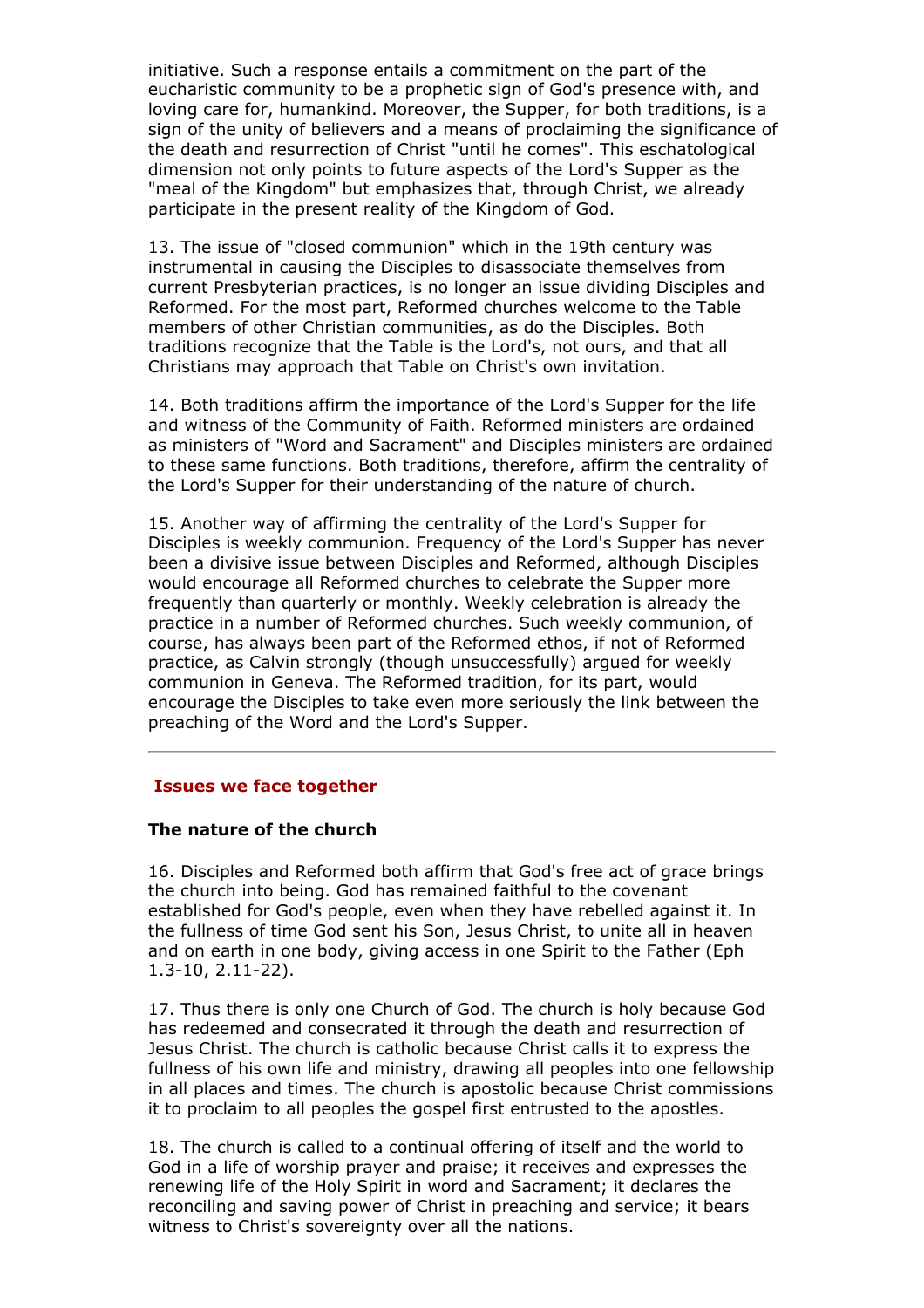initiative. Such a response entails a commitment on the part of the eucharistic community to be a prophetic sign of God's presence with, and loving care for, humankind. Moreover, the Supper, for both traditions, is a sign of the unity of believers and a means of proclaiming the significance of the death and resurrection of Christ "until he comes". This eschatological dimension not only points to future aspects of the Lord's Supper as the "meal of the Kingdom" but emphasizes that, through Christ, we already participate in the present reality of the Kingdom of God.

13. The issue of "closed communion" which in the 19th century was instrumental in causing the Disciples to disassociate themselves from current Presbyterian practices, is no longer an issue dividing Disciples and Reformed. For the most part, Reformed churches welcome to the Table members of other Christian communities, as do the Disciples. Both traditions recognize that the Table is the Lord's, not ours, and that all Christians may approach that Table on Christ's own invitation.

14. Both traditions affirm the importance of the Lord's Supper for the life and witness of the Community of Faith. Reformed ministers are ordained as ministers of "Word and Sacrament" and Disciples ministers are ordained to these same functions. Both traditions, therefore, affirm the centrality of the Lord's Supper for their understanding of the nature of church.

15. Another way of affirming the centrality of the Lord's Supper for Disciples is weekly communion. Frequency of the Lord's Supper has never been a divisive issue between Disciples and Reformed, although Disciples would encourage all Reformed churches to celebrate the Supper more frequently than quarterly or monthly. Weekly celebration is already the practice in a number of Reformed churches. Such weekly communion, of course, has always been part of the Reformed ethos, if not of Reformed practice, as Calvin strongly (though unsuccessfully) argued for weekly communion in Geneva. The Reformed tradition, for its part, would encourage the Disciples to take even more seriously the link between the preaching of the Word and the Lord's Supper.

---

## Issues we face together

### The nature of the church

16. Disciples and Reformed both affirm that God's free act of grace brings the church into being. God has remained faithful to the covenant established for God's people, even when they have rebelled against it. In the fullness of time God sent his Son, Jesus Christ, to unite all in heaven and on earth in one body, giving access in one Spirit to the Father (Eph 1.3-10, 2.11-22).

17. Thus there is only one Church of God. The church is holy because God has redeemed and consecrated it through the death and resurrection of Jesus Christ. The church is catholic because Christ calls it to express the fullness of his own life and ministry, drawing all peoples into one fellowship in all places and times. The church is apostolic because Christ commissions it to proclaim to all peoples the gospel first entrusted to the apostles.

18. The church is called to a continual offering of itself and the world to God in a life of worship prayer and praise; it receives and expresses the renewing life of the Holy Spirit in word and Sacrament; it declares the reconciling and saving power of Christ in preaching and service; it bears witness to Christ's sovereignty over all the nations.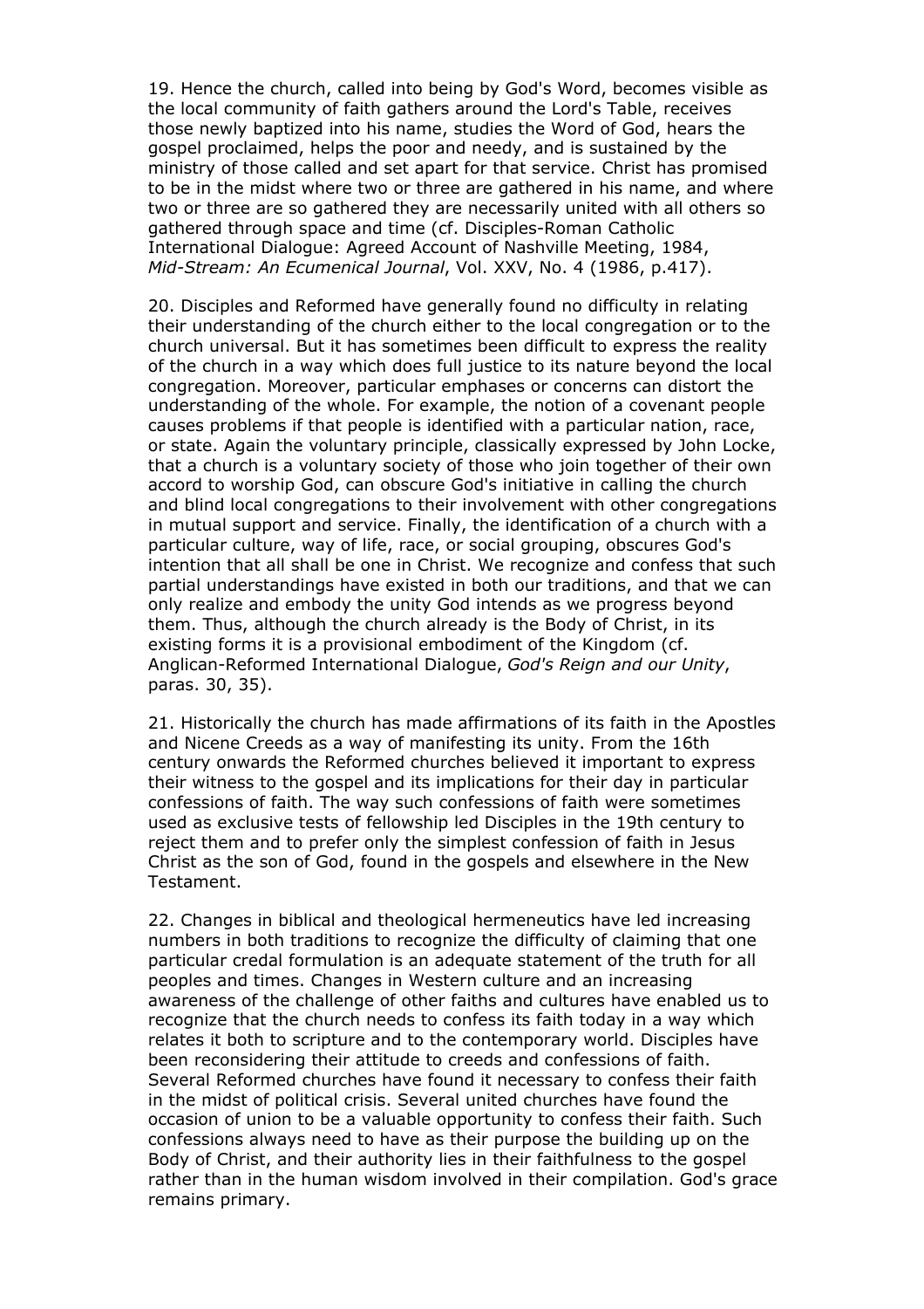19. Hence the church, called into being by God's Word, becomes visible as the local community of faith gathers around the Lord's Table, receives those newly baptized into his name, studies the Word of God, hears the gospel proclaimed, helps the poor and needy, and is sustained by the ministry of those called and set apart for that service. Christ has promised to be in the midst where two or three are gathered in his name, and where two or three are so gathered they are necessarily united with all others so gathered through space and time (cf. Disciples-Roman Catholic International Dialogue: Agreed Account of Nashville Meeting, 1984, *Mid-Stream: An Ecumenical Journal*, Vol. XXV, No. 4 (1986, p.417).

20. Disciples and Reformed have generally found no difficulty in relating their understanding of the church either to the local congregation or to the church universal. But it has sometimes been difficult to express the reality of the church in a way which does full justice to its nature beyond the local congregation. Moreover, particular emphases or concerns can distort the understanding of the whole. For example, the notion of a covenant people causes problems if that people is identified with a particular nation, race, or state. Again the voluntary principle, classically expressed by John Locke, that a church is a voluntary society of those who join together of their own accord to worship God, can obscure God's initiative in calling the church and blind local congregations to their involvement with other congregations in mutual support and service. Finally, the identification of a church with a particular culture, way of life, race, or social grouping, obscures God's intention that all shall be one in Christ. We recognize and confess that such partial understandings have existed in both our traditions, and that we can only realize and embody the unity God intends as we progress beyond them. Thus, although the church already is the Body of Christ, in its existing forms it is a provisional embodiment of the Kingdom (cf. Anglican-Reformed International Dialogue, *God's Reign and our Unity*, paras. 30, 35).

21. Historically the church has made affirmations of its faith in the Apostles and Nicene Creeds as a way of manifesting its unity. From the 16th century onwards the Reformed churches believed it important to express their witness to the gospel and its implications for their day in particular confessions of faith. The way such confessions of faith were sometimes used as exclusive tests of fellowship led Disciples in the 19th century to reject them and to prefer only the simplest confession of faith in Jesus Christ as the son of God, found in the gospels and elsewhere in the New Testament.

22. Changes in biblical and theological hermeneutics have led increasing numbers in both traditions to recognize the difficulty of claiming that one particular credal formulation is an adequate statement of the truth for all peoples and times. Changes in Western culture and an increasing awareness of the challenge of other faiths and cultures have enabled us to recognize that the church needs to confess its faith today in a way which relates it both to scripture and to the contemporary world. Disciples have been reconsidering their attitude to creeds and confessions of faith. Several Reformed churches have found it necessary to confess their faith in the midst of political crisis. Several united churches have found the occasion of union to be a valuable opportunity to confess their faith. Such confessions always need to have as their purpose the building up on the Body of Christ, and their authority lies in their faithfulness to the gospel rather than in the human wisdom involved in their compilation. God's grace remains primary.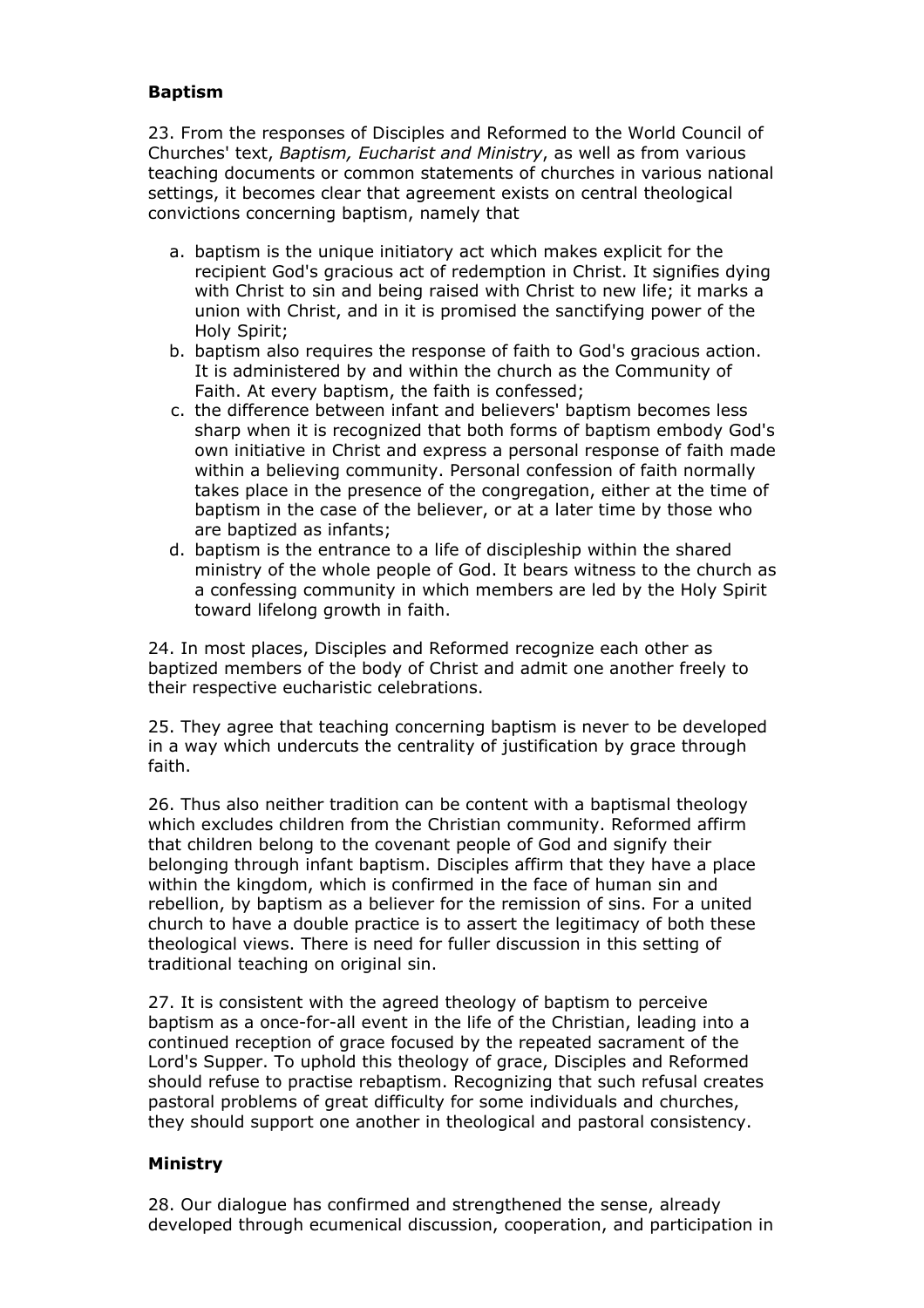## Baptism

23. From the responses of Disciples and Reformed to the World Council of Churches' text, *Baptism, Eucharist and Ministry*, as well as from various teaching documents or common statements of churches in various national settings, it becomes clear that agreement exists on central theological convictions concerning baptism, namely that

a. baptism is the unique initiatory act which makes explicit for the recipient God's gracious act of redemption in Christ. It signifies dying with Christ to sin and being raised with Christ to new life; it marks a union with Christ, and in it is promised the sanctifying power of the Holy Spirit;
b. baptism also requires the response of faith to God's gracious action. It is administered by and within the church as the Community of Faith. At every baptism, the faith is confessed;
c. the difference between infant and believers' baptism becomes less sharp when it is recognized that both forms of baptism embody God's own initiative in Christ and express a personal response of faith made within a believing community. Personal confession of faith normally takes place in the presence of the congregation, either at the time of baptism in the case of the believer, or at a later time by those who are baptized as infants;
d. baptism is the entrance to a life of discipleship within the shared ministry of the whole people of God. It bears witness to the church as a confessing community in which members are led by the Holy Spirit toward lifelong growth in faith.

24. In most places, Disciples and Reformed recognize each other as baptized members of the body of Christ and admit one another freely to their respective eucharistic celebrations.

25. They agree that teaching concerning baptism is never to be developed in a way which undercuts the centrality of justification by grace through faith.

26. Thus also neither tradition can be content with a baptismal theology which excludes children from the Christian community. Reformed affirm that children belong to the covenant people of God and signify their belonging through infant baptism. Disciples affirm that they have a place within the kingdom, which is confirmed in the face of human sin and rebellion, by baptism as a believer for the remission of sins. For a united church to have a double practice is to assert the legitimacy of both these theological views. There is need for fuller discussion in this setting of traditional teaching on original sin.

27. It is consistent with the agreed theology of baptism to perceive baptism as a once-for-all event in the life of the Christian, leading into a continued reception of grace focused by the repeated sacrament of the Lord's Supper. To uphold this theology of grace, Disciples and Reformed should refuse to practise rebaptism. Recognizing that such refusal creates pastoral problems of great difficulty for some individuals and churches, they should support one another in theological and pastoral consistency.

## Ministry

28. Our dialogue has confirmed and strengthened the sense, already developed through ecumenical discussion, cooperation, and participation in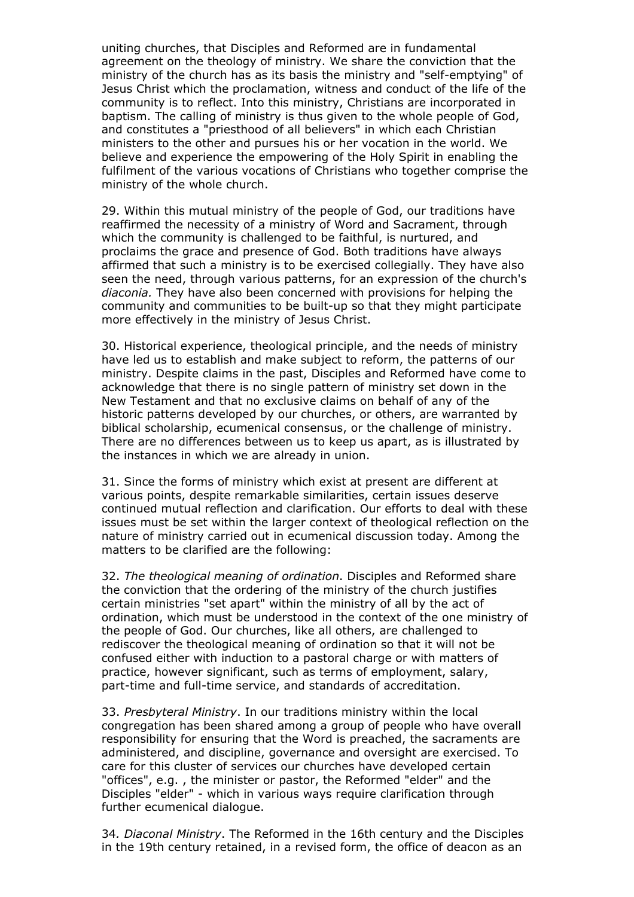uniting churches, that Disciples and Reformed are in fundamental agreement on the theology of ministry. We share the conviction that the ministry of the church has as its basis the ministry and "self-emptying" of Jesus Christ which the proclamation, witness and conduct of the life of the community is to reflect. Into this ministry, Christians are incorporated in baptism. The calling of ministry is thus given to the whole people of God, and constitutes a "priesthood of all believers" in which each Christian ministers to the other and pursues his or her vocation in the world. We believe and experience the empowering of the Holy Spirit in enabling the fulfilment of the various vocations of Christians who together comprise the ministry of the whole church.

29. Within this mutual ministry of the people of God, our traditions have reaffirmed the necessity of a ministry of Word and Sacrament, through which the community is challenged to be faithful, is nurtured, and proclaims the grace and presence of God. Both traditions have always affirmed that such a ministry is to be exercised collegially. They have also seen the need, through various patterns, for an expression of the church's *diaconia.* They have also been concerned with provisions for helping the community and communities to be built-up so that they might participate more effectively in the ministry of Jesus Christ.

30. Historical experience, theological principle, and the needs of ministry have led us to establish and make subject to reform, the patterns of our ministry. Despite claims in the past, Disciples and Reformed have come to acknowledge that there is no single pattern of ministry set down in the New Testament and that no exclusive claims on behalf of any of the historic patterns developed by our churches, or others, are warranted by biblical scholarship, ecumenical consensus, or the challenge of ministry. There are no differences between us to keep us apart, as is illustrated by the instances in which we are already in union.

31. Since the forms of ministry which exist at present are different at various points, despite remarkable similarities, certain issues deserve continued mutual reflection and clarification. Our efforts to deal with these issues must be set within the larger context of theological reflection on the nature of ministry carried out in ecumenical discussion today. Among the matters to be clarified are the following:

32. *The theological meaning of ordination*. Disciples and Reformed share the conviction that the ordering of the ministry of the church justifies certain ministries "set apart" within the ministry of all by the act of ordination, which must be understood in the context of the one ministry of the people of God. Our churches, like all others, are challenged to rediscover the theological meaning of ordination so that it will not be confused either with induction to a pastoral charge or with matters of practice, however significant, such as terms of employment, salary, part-time and full-time service, and standards of accreditation.

33. *Presbyteral Ministry*. In our traditions ministry within the local congregation has been shared among a group of people who have overall responsibility for ensuring that the Word is preached, the sacraments are administered, and discipline, governance and oversight are exercised. To care for this cluster of services our churches have developed certain "offices", e.g. , the minister or pastor, the Reformed "elder" and the Disciples "elder" - which in various ways require clarification through further ecumenical dialogue.

34*. Diaconal Ministry*. The Reformed in the 16th century and the Disciples in the 19th century retained, in a revised form, the office of deacon as an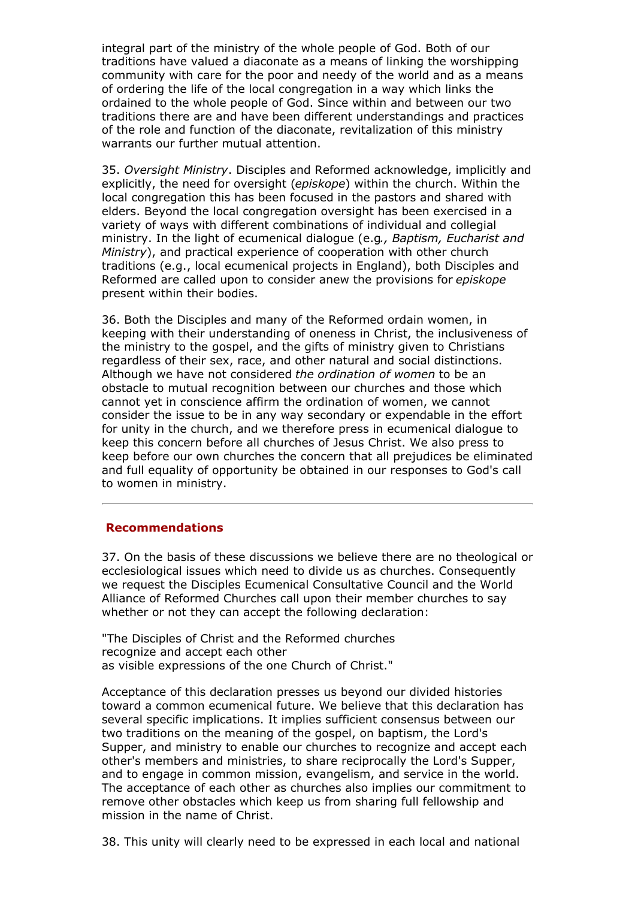integral part of the ministry of the whole people of God. Both of our traditions have valued a diaconate as a means of linking the worshipping community with care for the poor and needy of the world and as a means of ordering the life of the local congregation in a way which links the ordained to the whole people of God. Since within and between our two traditions there are and have been different understandings and practices of the role and function of the diaconate, revitalization of this ministry warrants our further mutual attention.

35. *Oversight Ministry*. Disciples and Reformed acknowledge, implicitly and explicitly, the need for oversight (*episkope*) within the church. Within the local congregation this has been focused in the pastors and shared with elders. Beyond the local congregation oversight has been exercised in a variety of ways with different combinations of individual and collegial ministry. In the light of ecumenical dialogue (e.g*., Baptism, Eucharist and Ministry*), and practical experience of cooperation with other church traditions (e.g., local ecumenical projects in England), both Disciples and Reformed are called upon to consider anew the provisions for *episkope* present within their bodies.

36. Both the Disciples and many of the Reformed ordain women, in keeping with their understanding of oneness in Christ, the inclusiveness of the ministry to the gospel, and the gifts of ministry given to Christians regardless of their sex, race, and other natural and social distinctions. Although we have not considered *the ordination of women* to be an obstacle to mutual recognition between our churches and those which cannot yet in conscience affirm the ordination of women, we cannot consider the issue to be in any way secondary or expendable in the effort for unity in the church, and we therefore press in ecumenical dialogue to keep this concern before all churches of Jesus Christ. We also press to keep before our own churches the concern that all prejudices be eliminated and full equality of opportunity be obtained in our responses to God's call to women in ministry.

---

## Recommendations

37. On the basis of these discussions we believe there are no theological or ecclesiological issues which need to divide us as churches. Consequently we request the Disciples Ecumenical Consultative Council and the World Alliance of Reformed Churches call upon their member churches to say whether or not they can accept the following declaration:

"The Disciples of Christ and the Reformed churches
recognize and accept each other
as visible expressions of the one Church of Christ."

Acceptance of this declaration presses us beyond our divided histories toward a common ecumenical future. We believe that this declaration has several specific implications. It implies sufficient consensus between our two traditions on the meaning of the gospel, on baptism, the Lord's Supper, and ministry to enable our churches to recognize and accept each other's members and ministries, to share reciprocally the Lord's Supper, and to engage in common mission, evangelism, and service in the world. The acceptance of each other as churches also implies our commitment to remove other obstacles which keep us from sharing full fellowship and mission in the name of Christ.

38. This unity will clearly need to be expressed in each local and national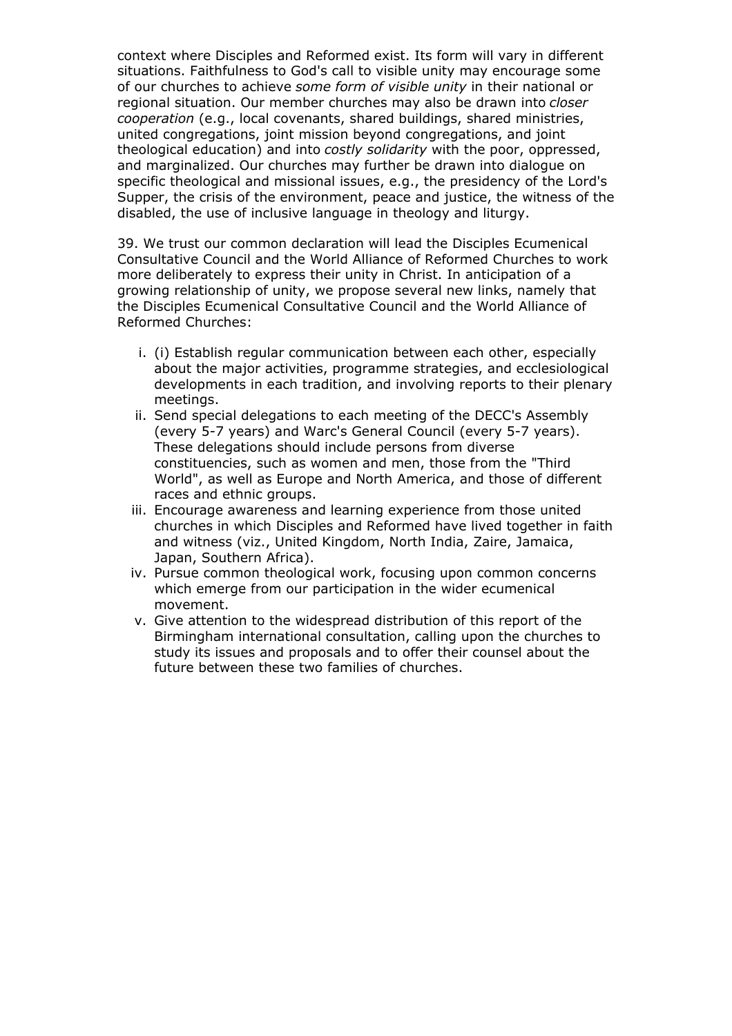context where Disciples and Reformed exist. Its form will vary in different situations. Faithfulness to God's call to visible unity may encourage some of our churches to achieve *some form of visible unity* in their national or regional situation. Our member churches may also be drawn into *closer cooperation* (e.g., local covenants, shared buildings, shared ministries, united congregations, joint mission beyond congregations, and joint theological education) and into *costly solidarity* with the poor, oppressed, and marginalized. Our churches may further be drawn into dialogue on specific theological and missional issues, e.g., the presidency of the Lord's Supper, the crisis of the environment, peace and justice, the witness of the disabled, the use of inclusive language in theology and liturgy.

39. We trust our common declaration will lead the Disciples Ecumenical Consultative Council and the World Alliance of Reformed Churches to work more deliberately to express their unity in Christ. In anticipation of a growing relationship of unity, we propose several new links, namely that the Disciples Ecumenical Consultative Council and the World Alliance of Reformed Churches:

i. (i) Establish regular communication between each other, especially about the major activities, programme strategies, and ecclesiological developments in each tradition, and involving reports to their plenary meetings.
ii. Send special delegations to each meeting of the DECC's Assembly (every 5-7 years) and Warc's General Council (every 5-7 years). These delegations should include persons from diverse constituencies, such as women and men, those from the "Third World", as well as Europe and North America, and those of different races and ethnic groups.
iii. Encourage awareness and learning experience from those united churches in which Disciples and Reformed have lived together in faith and witness (viz., United Kingdom, North India, Zaire, Jamaica, Japan, Southern Africa).
iv. Pursue common theological work, focusing upon common concerns which emerge from our participation in the wider ecumenical movement.
v. Give attention to the widespread distribution of this report of the Birmingham international consultation, calling upon the churches to study its issues and proposals and to offer their counsel about the future between these two families of churches.